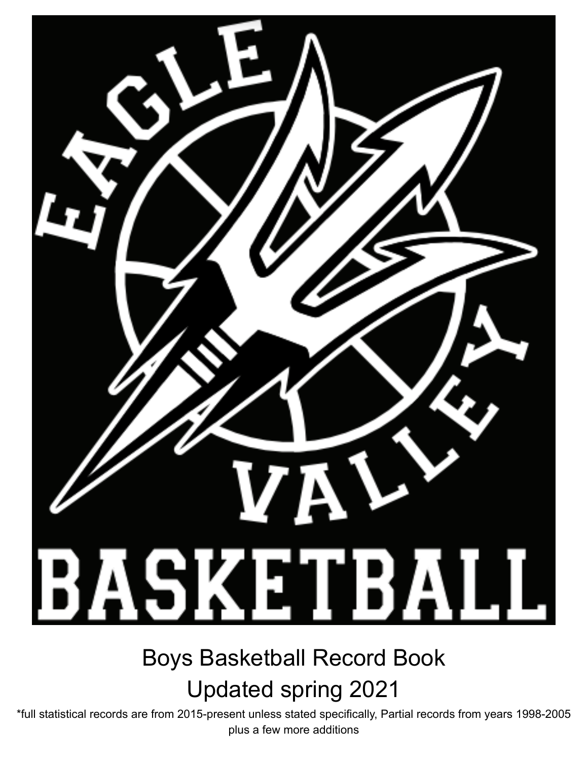Boys Basketball Record Book

Updated spring 2021

*full statistical records are from 2015-present unless stated specifically, Partial records from years 1998-2005 plus a few more additions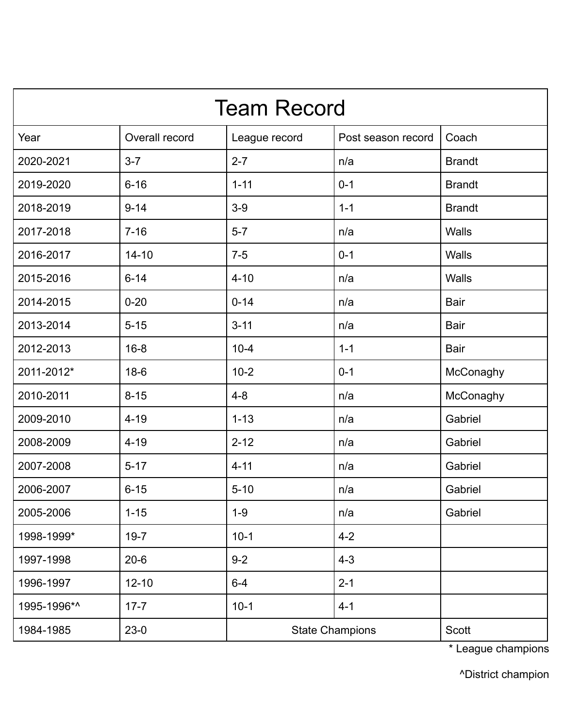# Team Record

| Year | Overall record | League record | Post season record | Coach |
|---|---|---|---|---|
| 2020-2021 | 3-7 | 2-7 | n/a | Brandt |
| 2019-2020 | 6-16 | 1-11 | 0-1 | Brandt |
| 2018-2019 | 9-14 | 3-9 | 1-1 | Brandt |
| 2017-2018 | 7-16 | 5-7 | n/a | Walls |
| 2016-2017 | 14-10 | 7-5 | 0-1 | Walls |
| 2015-2016 | 6-14 | 4-10 | n/a | Walls |
| 2014-2015 | 0-20 | 0-14 | n/a | Bair |
| 2013-2014 | 5-15 | 3-11 | n/a | Bair |
| 2012-2013 | 16-8 | 10-4 | 1-1 | Bair |
| 2011-2012* | 18-6 | 10-2 | 0-1 | McConaghy |
| 2010-2011 | 8-15 | 4-8 | n/a | McConaghy |
| 2009-2010 | 4-19 | 1-13 | n/a | Gabriel |
| 2008-2009 | 4-19 | 2-12 | n/a | Gabriel |
| 2007-2008 | 5-17 | 4-11 | n/a | Gabriel |
| 2006-2007 | 6-15 | 5-10 | n/a | Gabriel |
| 2005-2006 | 1-15 | 1-9 | n/a | Gabriel |
| 1998-1999* | 19-7 | 10-1 | 4-2 | |
| 1997-1998 | 20-6 | 9-2 | 4-3 | |
| 1996-1997 | 12-10 | 6-4 | 2-1 | |
| 1995-1996*^ | 17-7 | 10-1 | 4-1 | |
| 1984-1985 | 23-0 | State Champions | | Scott |

* League champions

^District champion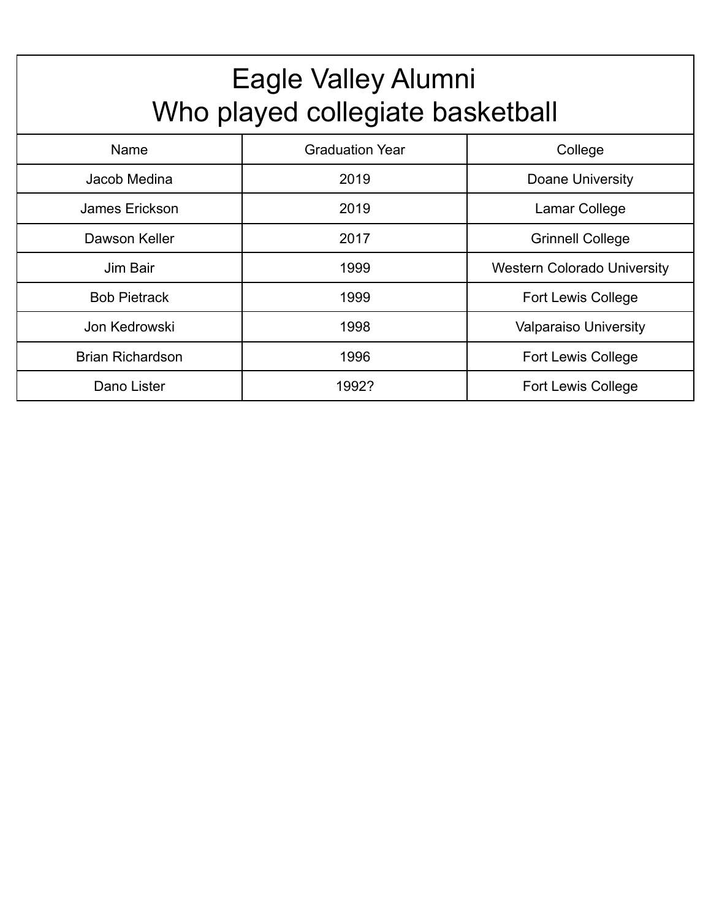# Eagle Valley Alumni
# Who played collegiate basketball

| Name | Graduation Year | College |
|---|---|---|
| Jacob Medina | 2019 | Doane University |
| James Erickson | 2019 | Lamar College |
| Dawson Keller | 2017 | Grinnell College |
| Jim Bair | 1999 | Western Colorado University |
| Bob Pietrack | 1999 | Fort Lewis College |
| Jon Kedrowski | 1998 | Valparaiso University |
| Brian Richardson | 1996 | Fort Lewis College |
| Dano Lister | 1992? | Fort Lewis College |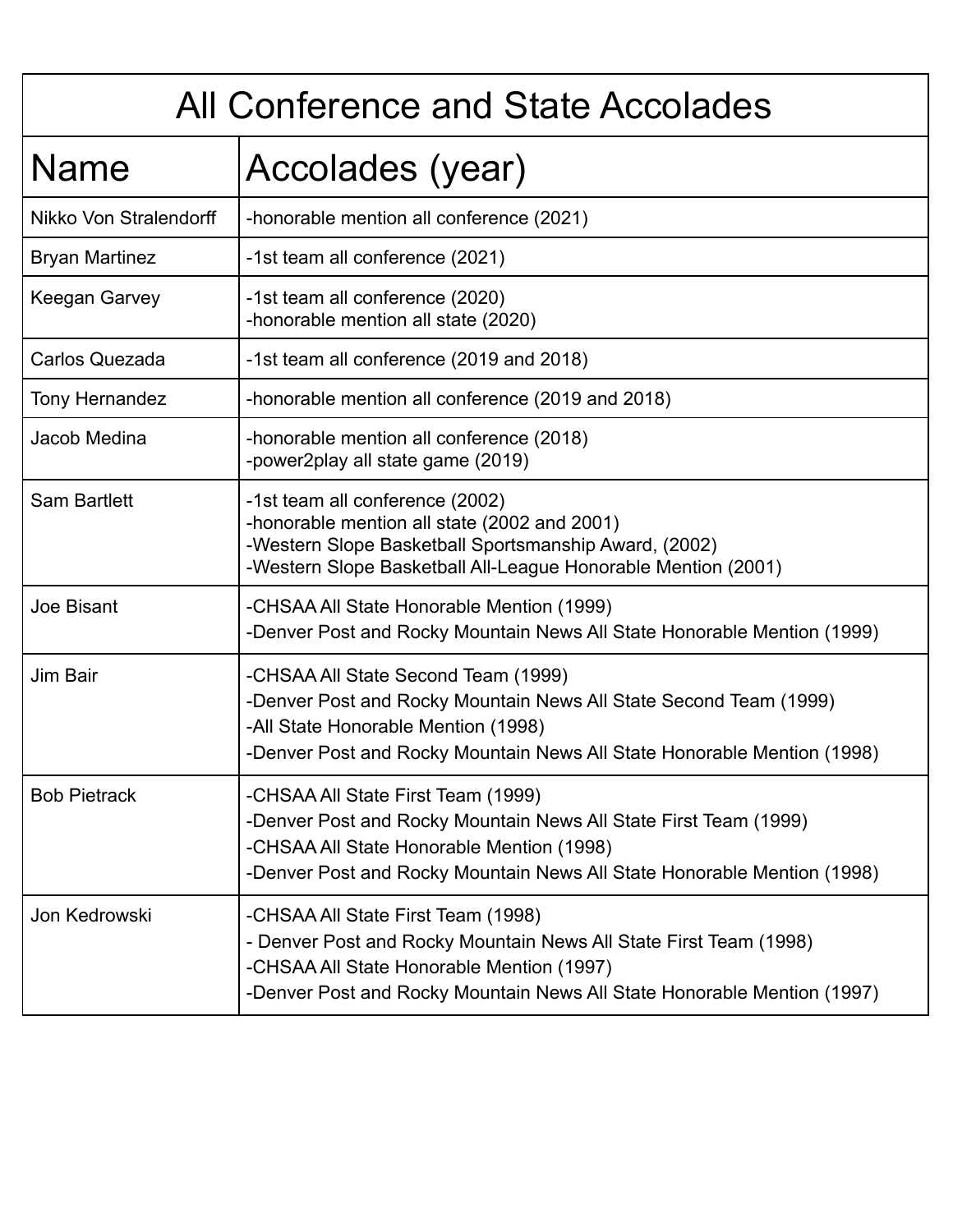| All Conference and State Accolades | |
|---|---|
| **Name** | **Accolades (year)** |
| Nikko Von Stralendorff | -honorable mention all conference (2021) |
| Bryan Martinez | -1st team all conference (2021) |
| Keegan Garvey | -1st team all conference (2020)<br>-honorable mention all state (2020) |
| Carlos Quezada | -1st team all conference (2019 and 2018) |
| Tony Hernandez | -honorable mention all conference (2019 and 2018) |
| Jacob Medina | -honorable mention all conference (2018)<br>-power2play all state game (2019) |
| Sam Bartlett | -1st team all conference (2002)<br>-honorable mention all state (2002 and 2001)<br>-Western Slope Basketball Sportsmanship Award, (2002)<br>-Western Slope Basketball All-League Honorable Mention (2001) |
| Joe Bisant | -CHSAA All State Honorable Mention (1999)<br>-Denver Post and Rocky Mountain News All State Honorable Mention (1999) |
| Jim Bair | -CHSAA All State Second Team (1999)<br>-Denver Post and Rocky Mountain News All State Second Team (1999)<br>-All State Honorable Mention (1998)<br>-Denver Post and Rocky Mountain News All State Honorable Mention (1998) |
| Bob Pietrack | -CHSAA All State First Team (1999)<br>-Denver Post and Rocky Mountain News All State First Team (1999)<br>-CHSAA All State Honorable Mention (1998)<br>-Denver Post and Rocky Mountain News All State Honorable Mention (1998) |
| Jon Kedrowski | -CHSAA All State First Team (1998)<br>- Denver Post and Rocky Mountain News All State First Team (1998)<br>-CHSAA All State Honorable Mention (1997)<br>-Denver Post and Rocky Mountain News All State Honorable Mention (1997) |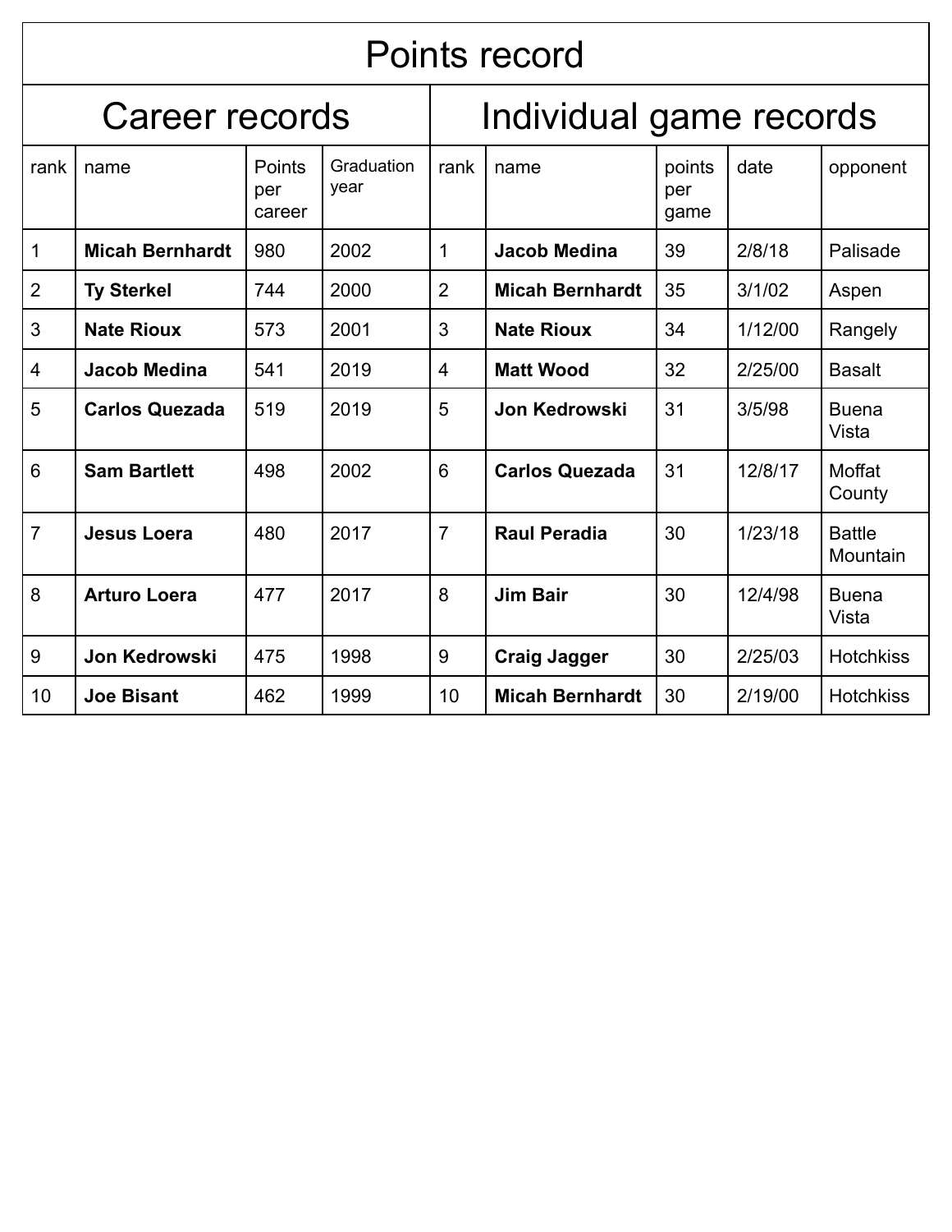| Points record | | | | | | | | |
|---|---|---|---|---|---|---|---|---|
| Career records | | | | Individual game records | | | | |
| rank | name | Points per career | Graduation year | rank | name | points per game | date | opponent |
| 1 | **Micah Bernhardt** | 980 | 2002 | 1 | **Jacob Medina** | 39 | 2/8/18 | Palisade |
| 2 | **Ty Sterkel** | 744 | 2000 | 2 | **Micah Bernhardt** | 35 | 3/1/02 | Aspen |
| 3 | **Nate Rioux** | 573 | 2001 | 3 | **Nate Rioux** | 34 | 1/12/00 | Rangely |
| 4 | **Jacob Medina** | 541 | 2019 | 4 | **Matt Wood** | 32 | 2/25/00 | Basalt |
| 5 | **Carlos Quezada** | 519 | 2019 | 5 | **Jon Kedrowski** | 31 | 3/5/98 | Buena Vista |
| 6 | **Sam Bartlett** | 498 | 2002 | 6 | **Carlos Quezada** | 31 | 12/8/17 | Moffat County |
| 7 | **Jesus Loera** | 480 | 2017 | 7 | **Raul Peradia** | 30 | 1/23/18 | Battle Mountain |
| 8 | **Arturo Loera** | 477 | 2017 | 8 | **Jim Bair** | 30 | 12/4/98 | Buena Vista |
| 9 | **Jon Kedrowski** | 475 | 1998 | 9 | **Craig Jagger** | 30 | 2/25/03 | Hotchkiss |
| 10 | **Joe Bisant** | 462 | 1999 | 10 | **Micah Bernhardt** | 30 | 2/19/00 | Hotchkiss |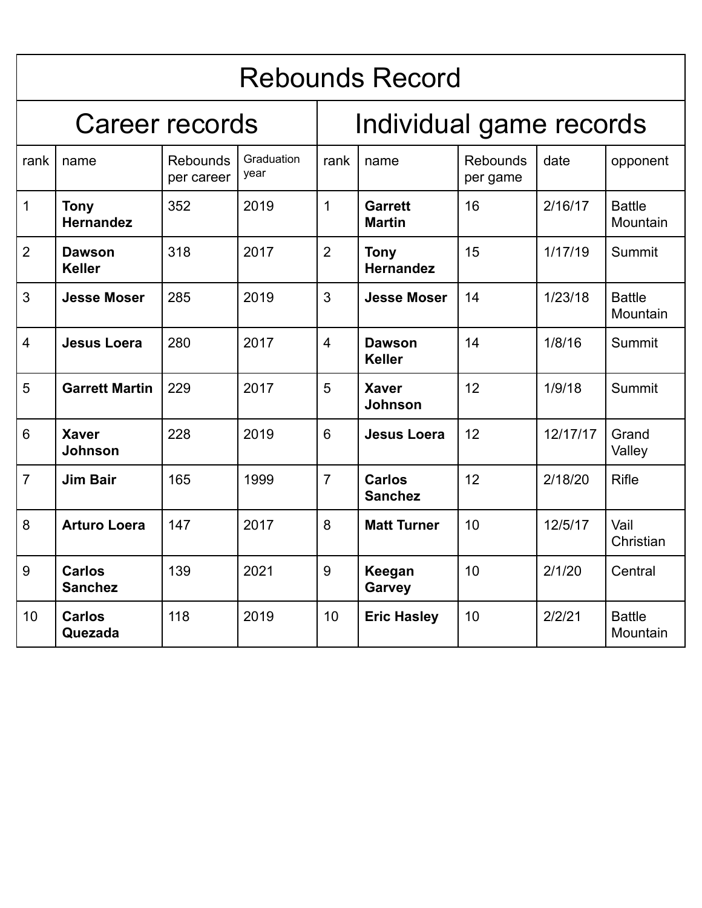| Rebounds Record | | | | | | | | |
|---|---|---|---|---|---|---|---|---|
| Career records | | | | Individual game records | | | | |
| rank | name | Rebounds per career | Graduation year | rank | name | Rebounds per game | date | opponent |
| 1 | **Tony Hernandez** | 352 | 2019 | 1 | **Garrett Martin** | 16 | 2/16/17 | Battle Mountain |
| 2 | **Dawson Keller** | 318 | 2017 | 2 | **Tony Hernandez** | 15 | 1/17/19 | Summit |
| 3 | **Jesse Moser** | 285 | 2019 | 3 | **Jesse Moser** | 14 | 1/23/18 | Battle Mountain |
| 4 | **Jesus Loera** | 280 | 2017 | 4 | **Dawson Keller** | 14 | 1/8/16 | Summit |
| 5 | **Garrett Martin** | 229 | 2017 | 5 | **Xaver Johnson** | 12 | 1/9/18 | Summit |
| 6 | **Xaver Johnson** | 228 | 2019 | 6 | **Jesus Loera** | 12 | 12/17/17 | Grand Valley |
| 7 | **Jim Bair** | 165 | 1999 | 7 | **Carlos Sanchez** | 12 | 2/18/20 | Rifle |
| 8 | **Arturo Loera** | 147 | 2017 | 8 | **Matt Turner** | 10 | 12/5/17 | Vail Christian |
| 9 | **Carlos Sanchez** | 139 | 2021 | 9 | **Keegan Garvey** | 10 | 2/1/20 | Central |
| 10 | **Carlos Quezada** | 118 | 2019 | 10 | **Eric Hasley** | 10 | 2/2/21 | Battle Mountain |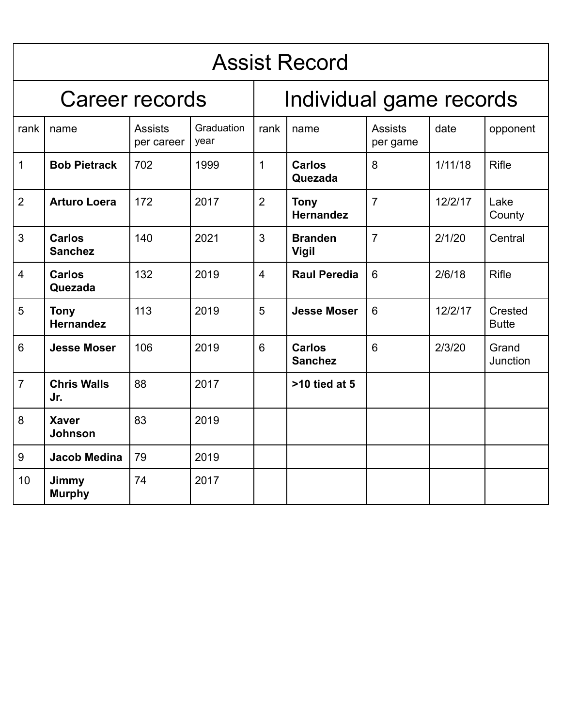| Assist Record | | | | | | | | |
|---|---|---|---|---|---|---|---|---|
| Career records | | | | Individual game records | | | | |
| rank | name | Assists per career | Graduation year | rank | name | Assists per game | date | opponent |
| 1 | **Bob Pietrack** | 702 | 1999 | 1 | **Carlos Quezada** | 8 | 1/11/18 | Rifle |
| 2 | **Arturo Loera** | 172 | 2017 | 2 | **Tony Hernandez** | 7 | 12/2/17 | Lake County |
| 3 | **Carlos Sanchez** | 140 | 2021 | 3 | **Branden Vigil** | 7 | 2/1/20 | Central |
| 4 | **Carlos Quezada** | 132 | 2019 | 4 | **Raul Peredia** | 6 | 2/6/18 | Rifle |
| 5 | **Tony Hernandez** | 113 | 2019 | 5 | **Jesse Moser** | 6 | 12/2/17 | Crested Butte |
| 6 | **Jesse Moser** | 106 | 2019 | 6 | **Carlos Sanchez** | 6 | 2/3/20 | Grand Junction |
| 7 | **Chris Walls Jr.** | 88 | 2017 | | **>10 tied at 5** | | | |
| 8 | **Xaver Johnson** | 83 | 2019 | | | | | |
| 9 | **Jacob Medina** | 79 | 2019 | | | | | |
| 10 | **Jimmy Murphy** | 74 | 2017 | | | | | |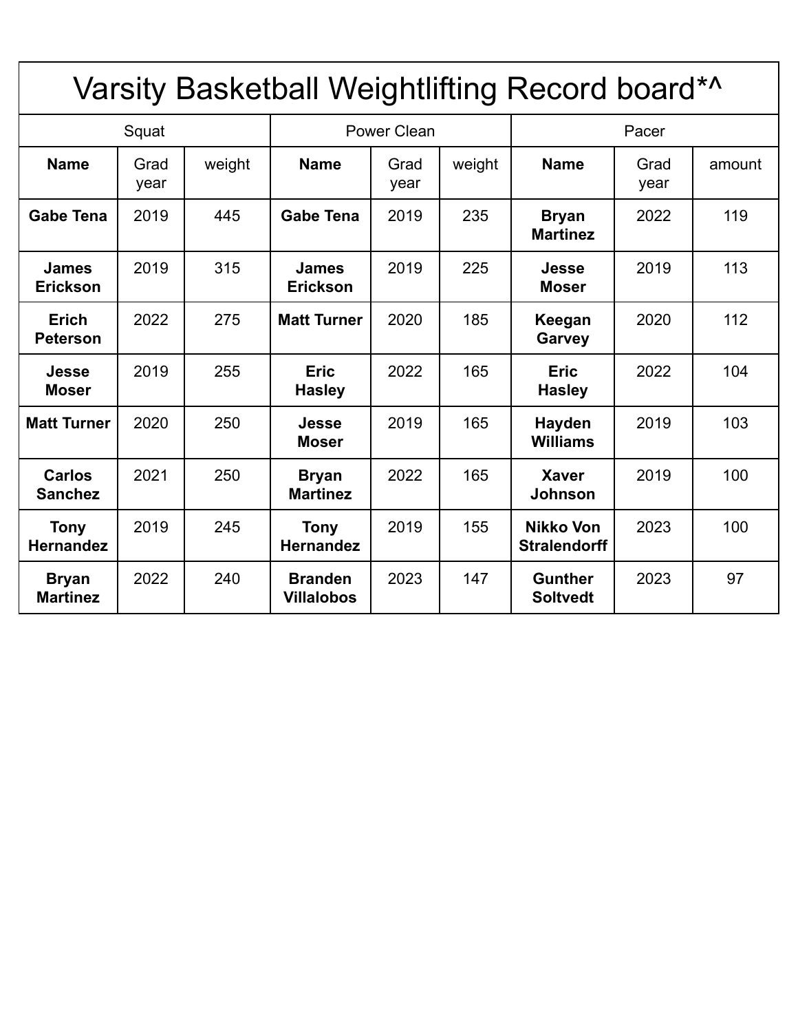# Varsity Basketball Weightlifting Record board*^

| Squat | | | Power Clean | | | Pacer | | |
|---|---|---|---|---|---|---|---|---|
| **Name** | Grad year | weight | **Name** | Grad year | weight | **Name** | Grad year | amount |
| **Gabe Tena** | 2019 | 445 | **Gabe Tena** | 2019 | 235 | **Bryan Martinez** | 2022 | 119 |
| **James Erickson** | 2019 | 315 | **James Erickson** | 2019 | 225 | **Jesse Moser** | 2019 | 113 |
| **Erich Peterson** | 2022 | 275 | **Matt Turner** | 2020 | 185 | **Keegan Garvey** | 2020 | 112 |
| **Jesse Moser** | 2019 | 255 | **Eric Hasley** | 2022 | 165 | **Eric Hasley** | 2022 | 104 |
| **Matt Turner** | 2020 | 250 | **Jesse Moser** | 2019 | 165 | **Hayden Williams** | 2019 | 103 |
| **Carlos Sanchez** | 2021 | 250 | **Bryan Martinez** | 2022 | 165 | **Xaver Johnson** | 2019 | 100 |
| **Tony Hernandez** | 2019 | 245 | **Tony Hernandez** | 2019 | 155 | **Nikko Von Stralendorff** | 2023 | 100 |
| **Bryan Martinez** | 2022 | 240 | **Branden Villalobos** | 2023 | 147 | **Gunther Soltvedt** | 2023 | 97 |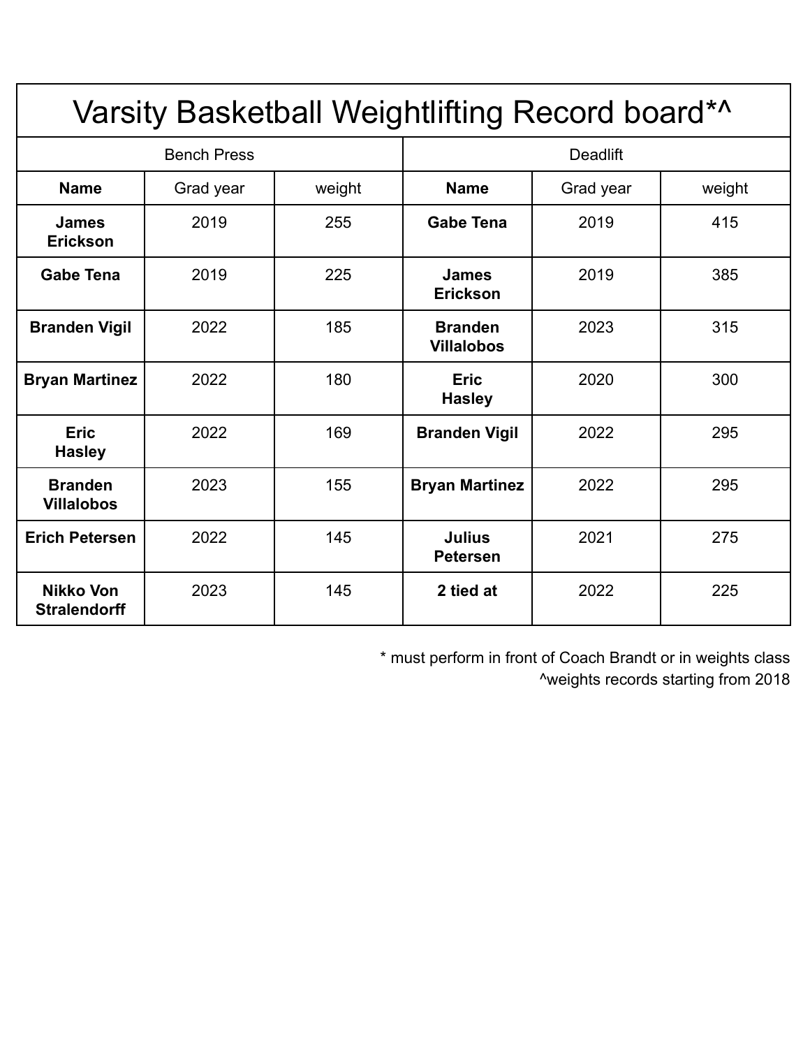# Varsity Basketball Weightlifting Record board*^

| Bench Press | | | Deadlift | | |
|---|---|---|---|---|---|
| **Name** | Grad year | weight | **Name** | Grad year | weight |
| **James Erickson** | 2019 | 255 | **Gabe Tena** | 2019 | 415 |
| **Gabe Tena** | 2019 | 225 | **James Erickson** | 2019 | 385 |
| **Branden Vigil** | 2022 | 185 | **Branden Villalobos** | 2023 | 315 |
| **Bryan Martinez** | 2022 | 180 | **Eric Hasley** | 2020 | 300 |
| **Eric Hasley** | 2022 | 169 | **Branden Vigil** | 2022 | 295 |
| **Branden Villalobos** | 2023 | 155 | **Bryan Martinez** | 2022 | 295 |
| **Erich Petersen** | 2022 | 145 | **Julius Petersen** | 2021 | 275 |
| **Nikko Von Stralendorff** | 2023 | 145 | **2 tied at** | 2022 | 225 |

\* must perform in front of Coach Brandt or in weights class

^weights records starting from 2018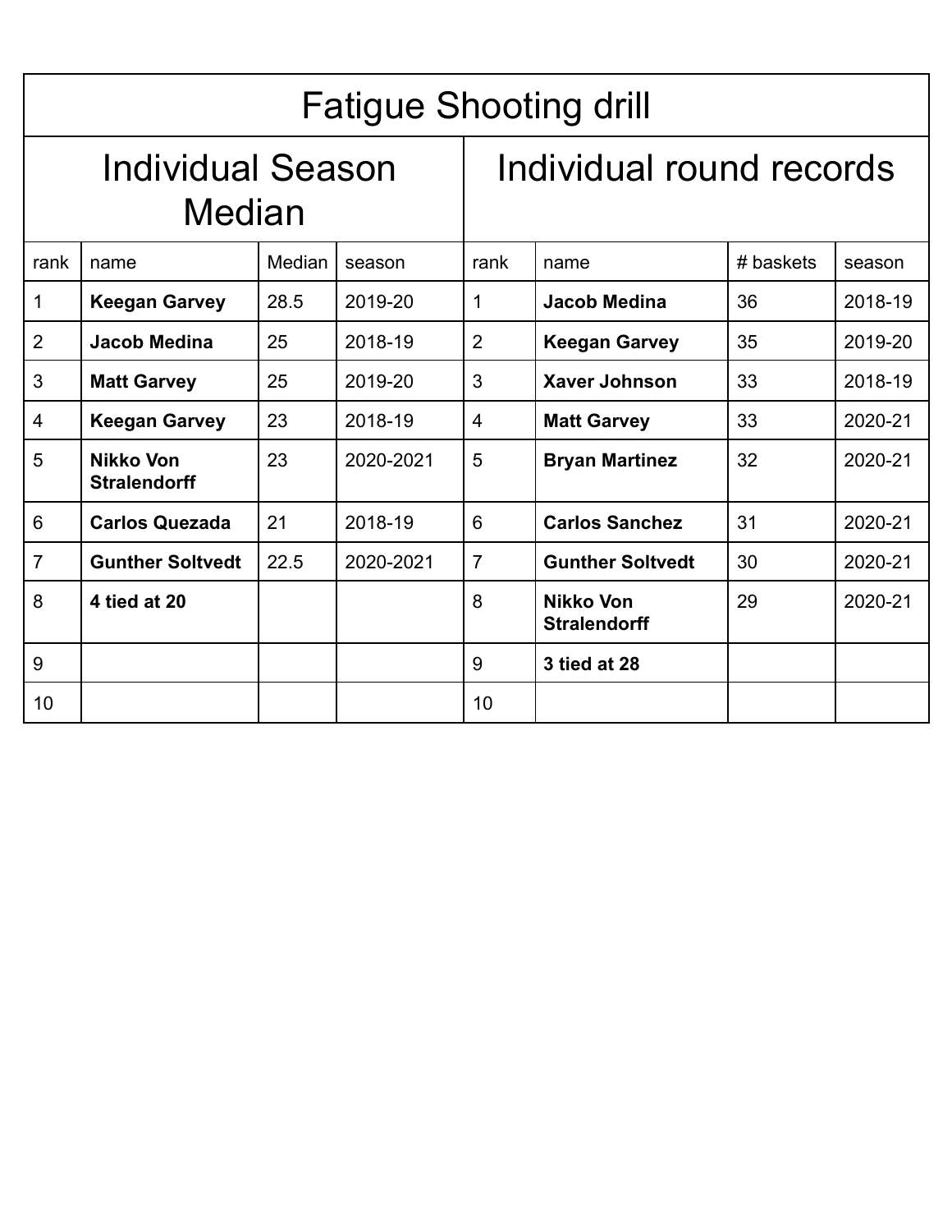| Fatigue Shooting drill | | | | | | | |
|---|---|---|---|---|---|---|---|
| Individual Season Median | | | | Individual round records | | | |
| rank | name | Median | season | rank | name | # baskets | season |
| 1 | **Keegan Garvey** | 28.5 | 2019-20 | 1 | **Jacob Medina** | 36 | 2018-19 |
| 2 | **Jacob Medina** | 25 | 2018-19 | 2 | **Keegan Garvey** | 35 | 2019-20 |
| 3 | **Matt Garvey** | 25 | 2019-20 | 3 | **Xaver Johnson** | 33 | 2018-19 |
| 4 | **Keegan Garvey** | 23 | 2018-19 | 4 | **Matt Garvey** | 33 | 2020-21 |
| 5 | **Nikko Von Stralendorff** | 23 | 2020-2021 | 5 | **Bryan Martinez** | 32 | 2020-21 |
| 6 | **Carlos Quezada** | 21 | 2018-19 | 6 | **Carlos Sanchez** | 31 | 2020-21 |
| 7 | **Gunther Soltvedt** | 22.5 | 2020-2021 | 7 | **Gunther Soltvedt** | 30 | 2020-21 |
| 8 | **4 tied at 20** | | | 8 | **Nikko Von Stralendorff** | 29 | 2020-21 |
| 9 | | | | 9 | **3 tied at 28** | | |
| 10 | | | | 10 | | | |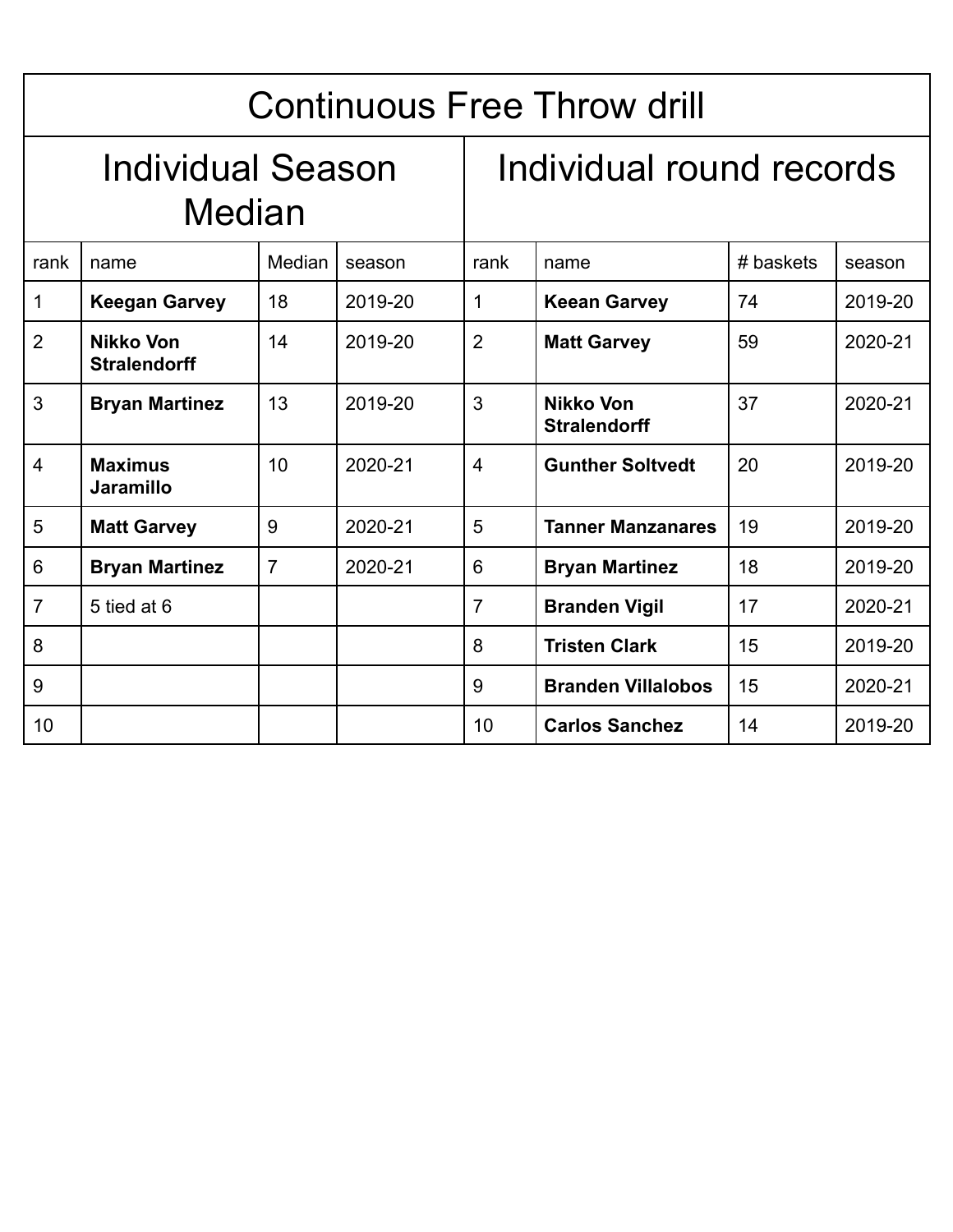# Continuous Free Throw drill

| Individual Season Median | | | | Individual round records | | | |
|---|---|---|---|---|---|---|---|
| rank | name | Median | season | rank | name | # baskets | season |
| 1 | **Keegan Garvey** | 18 | 2019-20 | 1 | **Keean Garvey** | 74 | 2019-20 |
| 2 | **Nikko Von Stralendorff** | 14 | 2019-20 | 2 | **Matt Garvey** | 59 | 2020-21 |
| 3 | **Bryan Martinez** | 13 | 2019-20 | 3 | **Nikko Von Stralendorff** | 37 | 2020-21 |
| 4 | **Maximus Jaramillo** | 10 | 2020-21 | 4 | **Gunther Soltvedt** | 20 | 2019-20 |
| 5 | **Matt Garvey** | 9 | 2020-21 | 5 | **Tanner Manzanares** | 19 | 2019-20 |
| 6 | **Bryan Martinez** | 7 | 2020-21 | 6 | **Bryan Martinez** | 18 | 2019-20 |
| 7 | 5 tied at 6 | | | 7 | **Branden Vigil** | 17 | 2020-21 |
| 8 | | | | 8 | **Tristen Clark** | 15 | 2019-20 |
| 9 | | | | 9 | **Branden Villalobos** | 15 | 2020-21 |
| 10 | | | | 10 | **Carlos Sanchez** | 14 | 2019-20 |